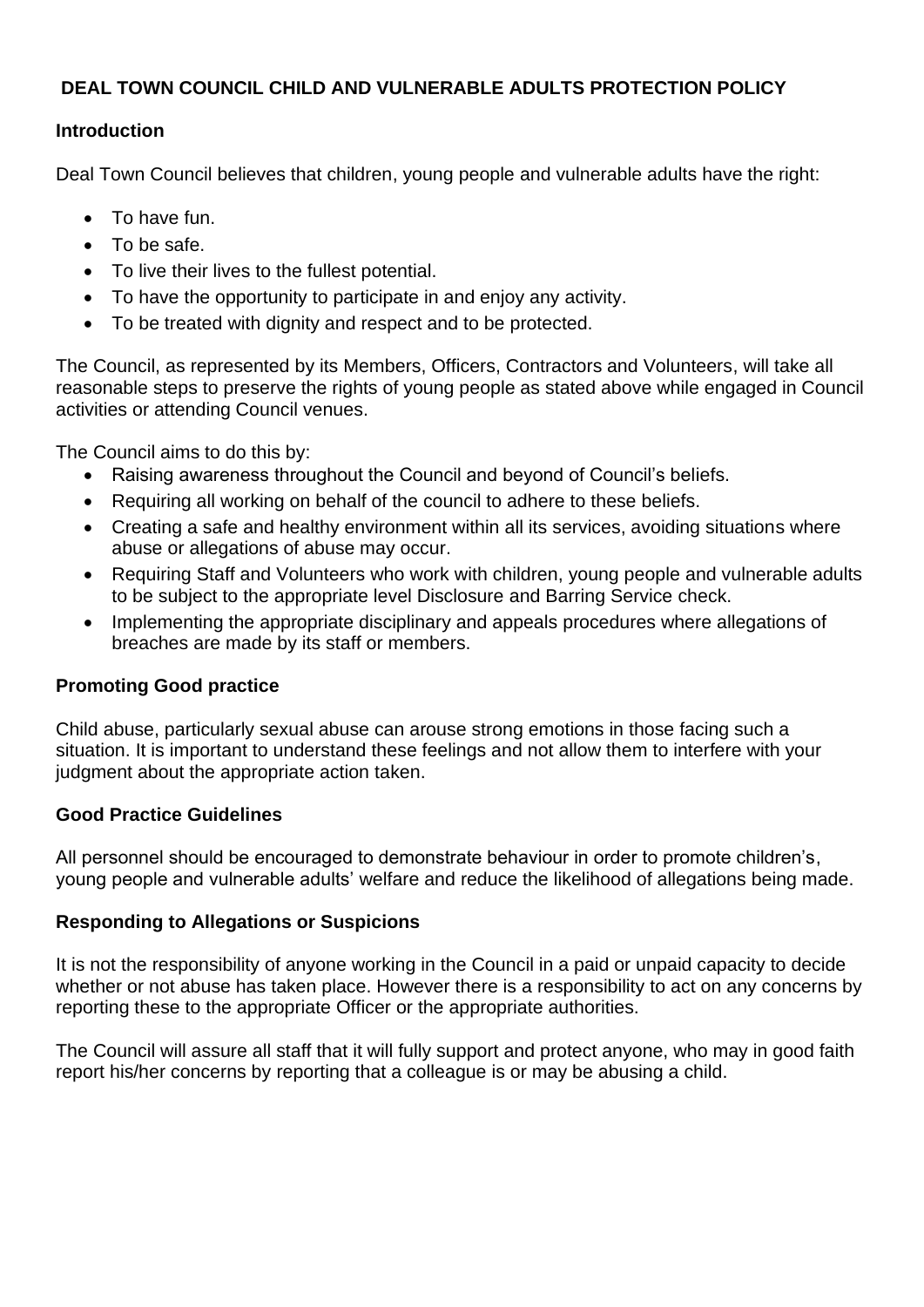# DEAL TOWN COUNCIL CHILD AND VULNERABLE ADULTS PROTECTION POLICY

## Introduction

Deal Town Council believes that children, young people and vulnerable adults have the right:

- To have fun.
- To be safe.
- To live their lives to the fullest potential.
- To have the opportunity to participate in and enjoy any activity.
- To be treated with dignity and respect and to be protected.

The Council, as represented by its Members, Officers, Contractors and Volunteers, will take all reasonable steps to preserve the rights of young people as stated above while engaged in Council activities or attending Council venues.

The Council aims to do this by:

- Raising awareness throughout the Council and beyond of Council's beliefs.
- Requiring all working on behalf of the council to adhere to these beliefs.
- Creating a safe and healthy environment within all its services, avoiding situations where abuse or allegations of abuse may occur.
- Requiring Staff and Volunteers who work with children, young people and vulnerable adults to be subject to the appropriate level Disclosure and Barring Service check.
- Implementing the appropriate disciplinary and appeals procedures where allegations of breaches are made by its staff or members.

## Promoting Good practice

Child abuse, particularly sexual abuse can arouse strong emotions in those facing such a situation. It is important to understand these feelings and not allow them to interfere with your judgment about the appropriate action taken.

## Good Practice Guidelines

All personnel should be encouraged to demonstrate behaviour in order to promote children's, young people and vulnerable adults' welfare and reduce the likelihood of allegations being made.

## Responding to Allegations or Suspicions

It is not the responsibility of anyone working in the Council in a paid or unpaid capacity to decide whether or not abuse has taken place. However there is a responsibility to act on any concerns by reporting these to the appropriate Officer or the appropriate authorities.

The Council will assure all staff that it will fully support and protect anyone, who may in good faith report his/her concerns by reporting that a colleague is or may be abusing a child.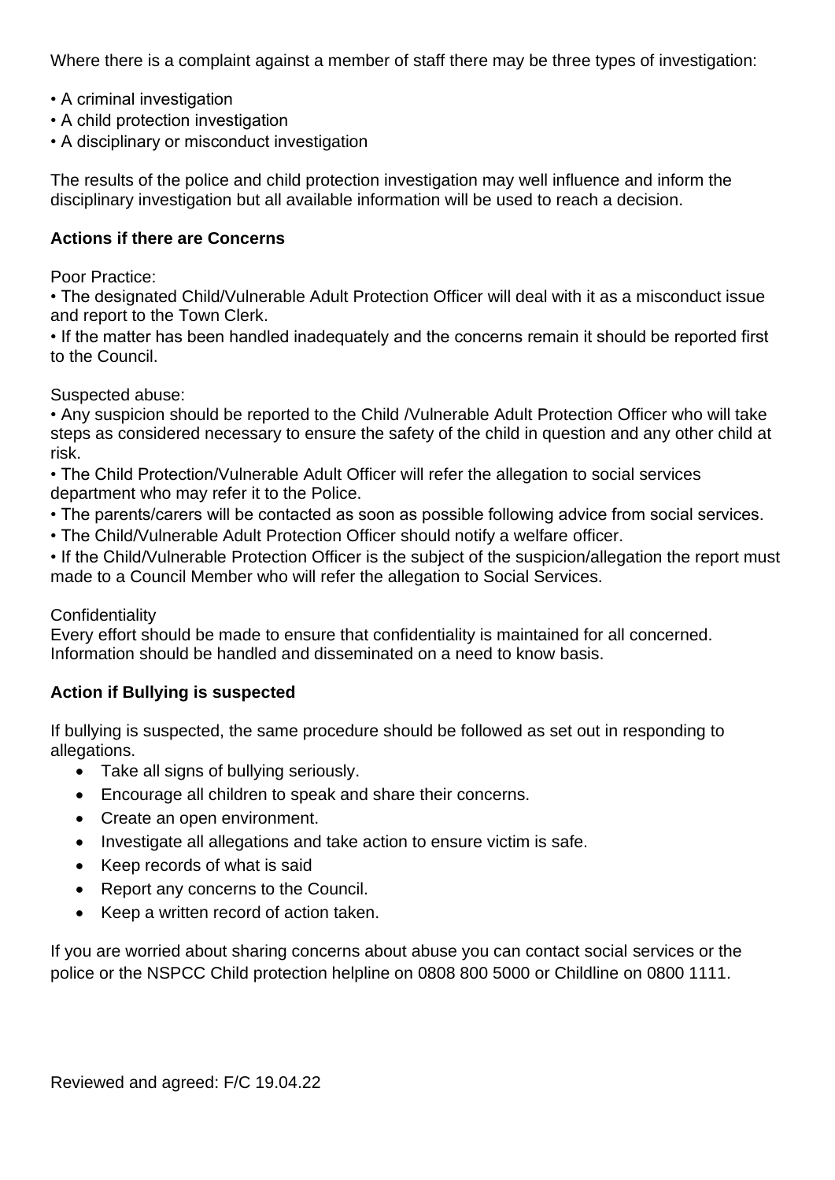Where there is a complaint against a member of staff there may be three types of investigation:

- A criminal investigation
- A child protection investigation
- A disciplinary or misconduct investigation

The results of the police and child protection investigation may well influence and inform the disciplinary investigation but all available information will be used to reach a decision.

**Actions if there are Concerns**

Poor Practice:

- The designated Child/Vulnerable Adult Protection Officer will deal with it as a misconduct issue and report to the Town Clerk.
- If the matter has been handled inadequately and the concerns remain it should be reported first to the Council.

Suspected abuse:

- Any suspicion should be reported to the Child /Vulnerable Adult Protection Officer who will take steps as considered necessary to ensure the safety of the child in question and any other child at risk.
- The Child Protection/Vulnerable Adult Officer will refer the allegation to social services department who may refer it to the Police.
- The parents/carers will be contacted as soon as possible following advice from social services.
- The Child/Vulnerable Adult Protection Officer should notify a welfare officer.
- If the Child/Vulnerable Protection Officer is the subject of the suspicion/allegation the report must made to a Council Member who will refer the allegation to Social Services.

Confidentiality

Every effort should be made to ensure that confidentiality is maintained for all concerned. Information should be handled and disseminated on a need to know basis.

**Action if Bullying is suspected**

If bullying is suspected, the same procedure should be followed as set out in responding to allegations.

- Take all signs of bullying seriously.
- Encourage all children to speak and share their concerns.
- Create an open environment.
- Investigate all allegations and take action to ensure victim is safe.
- Keep records of what is said
- Report any concerns to the Council.
- Keep a written record of action taken.

If you are worried about sharing concerns about abuse you can contact social services or the police or the NSPCC Child protection helpline on 0808 800 5000 or Childline on 0800 1111.

Reviewed and agreed: F/C 19.04.22